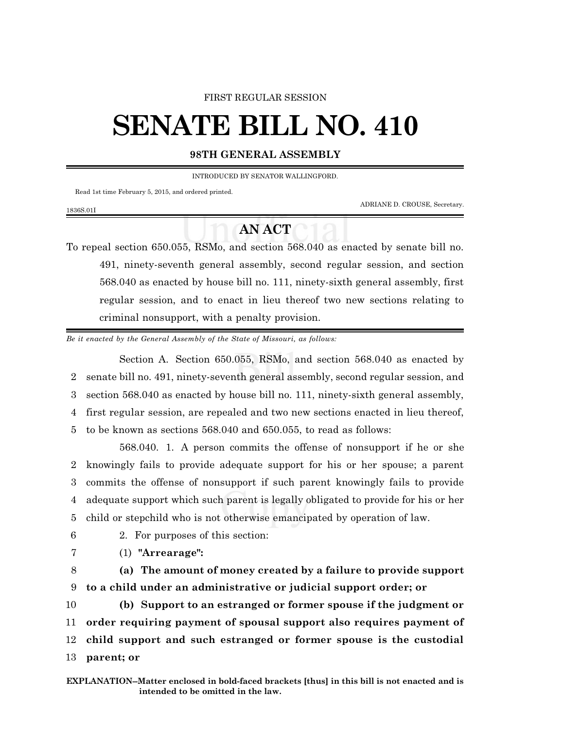FIRST REGULAR SESSION

# SENATE BILL NO. 410

**98TH GENERAL ASSEMBLY**

INTRODUCED BY SENATOR WALLINGFORD.

Read 1st time February 5, 2015, and ordered printed.

ADRIANE D. CROUSE, Secretary.

1836S.01I

## AN ACT

To repeal section 650.055, RSMo, and section 568.040 as enacted by senate bill no. 491, ninety-seventh general assembly, second regular session, and section 568.040 as enacted by house bill no. 111, ninety-sixth general assembly, first regular session, and to enact in lieu thereof two new sections relating to criminal nonsupport, with a penalty provision.

*Be it enacted by the General Assembly of the State of Missouri, as follows:*

Section A. Section 650.055, RSMo, and section 568.040 as enacted by senate bill no. 491, ninety-seventh general assembly, second regular session, and section 568.040 as enacted by house bill no. 111, ninety-sixth general assembly, first regular session, are repealed and two new sections enacted in lieu thereof, to be known as sections 568.040 and 650.055, to read as follows:

568.040. 1. A person commits the offense of nonsupport if he or she knowingly fails to provide adequate support for his or her spouse; a parent commits the offense of nonsupport if such parent knowingly fails to provide adequate support which such parent is legally obligated to provide for his or her child or stepchild who is not otherwise emancipated by operation of law.

2. For purposes of this section:

(1) **"Arrearage":**

**(a) The amount of money created by a failure to provide support to a child under an administrative or judicial support order; or**

**(b) Support to an estranged or former spouse if the judgment or order requiring payment of spousal support also requires payment of child support and such estranged or former spouse is the custodial parent; or**

**EXPLANATION–Matter enclosed in bold-faced brackets [thus] in this bill is not enacted and is intended to be omitted in the law.**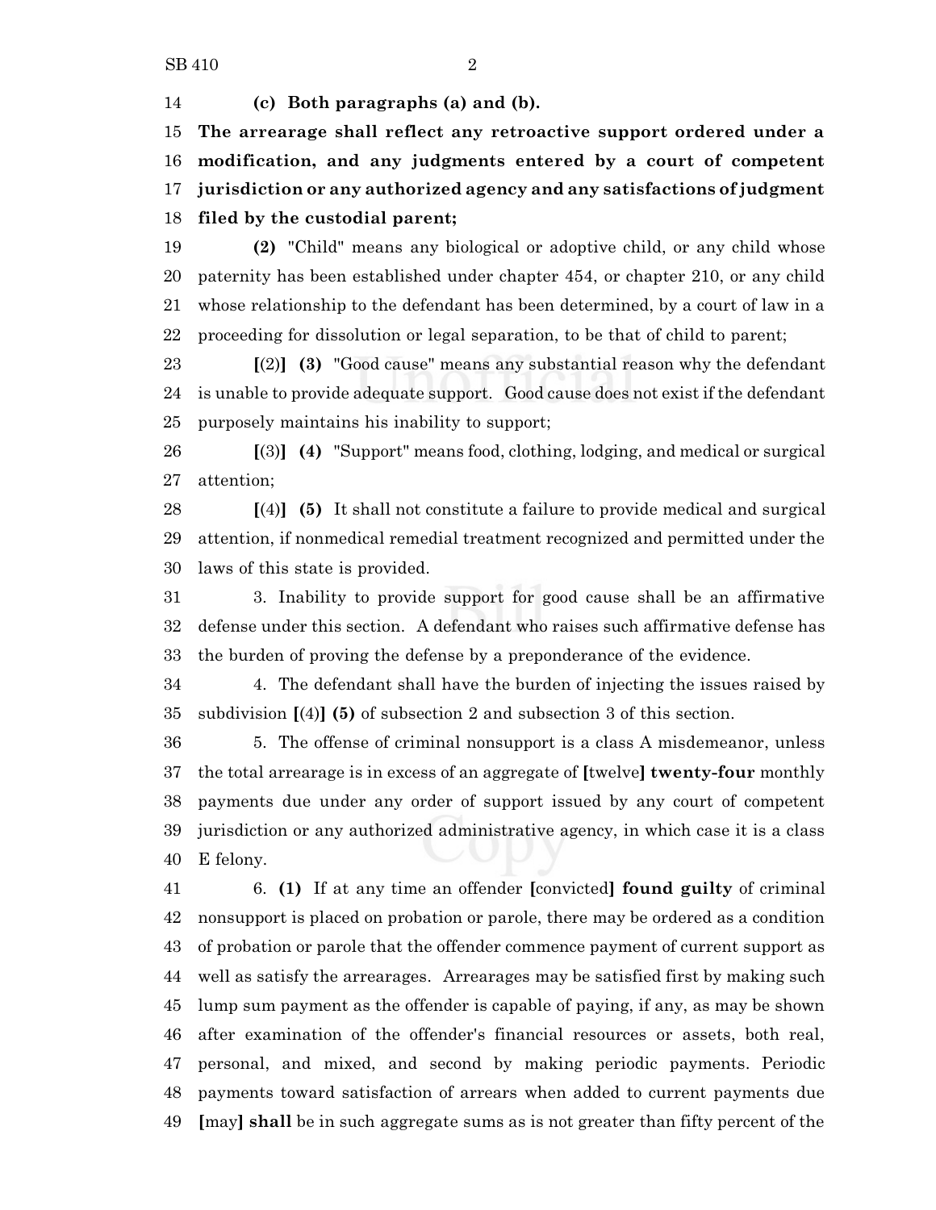**(c) Both paragraphs (a) and (b).**

**The arrearage shall reflect any retroactive support ordered under a modification, and any judgments entered by a court of competent jurisdiction or any authorized agency and any satisfactions of judgment filed by the custodial parent;**

**(2)** "Child" means any biological or adoptive child, or any child whose paternity has been established under chapter 454, or chapter 210, or any child whose relationship to the defendant has been determined, by a court of law in a proceeding for dissolution or legal separation, to be that of child to parent;

**[**(2)**]** **(3)** "Good cause" means any substantial reason why the defendant is unable to provide adequate support. Good cause does not exist if the defendant purposely maintains his inability to support;

**[**(3)**]** **(4)** "Support" means food, clothing, lodging, and medical or surgical attention;

**[**(4)**]** **(5)** It shall not constitute a failure to provide medical and surgical attention, if nonmedical remedial treatment recognized and permitted under the laws of this state is provided.

3. Inability to provide support for good cause shall be an affirmative defense under this section. A defendant who raises such affirmative defense has the burden of proving the defense by a preponderance of the evidence.

4. The defendant shall have the burden of injecting the issues raised by subdivision **[**(4)**]** **(5)** of subsection 2 and subsection 3 of this section.

5. The offense of criminal nonsupport is a class A misdemeanor, unless the total arrearage is in excess of an aggregate of **[**twelve**]** **twenty-four** monthly payments due under any order of support issued by any court of competent jurisdiction or any authorized administrative agency, in which case it is a class E felony.

6. **(1)** If at any time an offender **[**convicted**]** **found guilty** of criminal nonsupport is placed on probation or parole, there may be ordered as a condition of probation or parole that the offender commence payment of current support as well as satisfy the arrearages. Arrearages may be satisfied first by making such lump sum payment as the offender is capable of paying, if any, as may be shown after examination of the offender's financial resources or assets, both real, personal, and mixed, and second by making periodic payments. Periodic payments toward satisfaction of arrears when added to current payments due **[**may**]** **shall** be in such aggregate sums as is not greater than fifty percent of the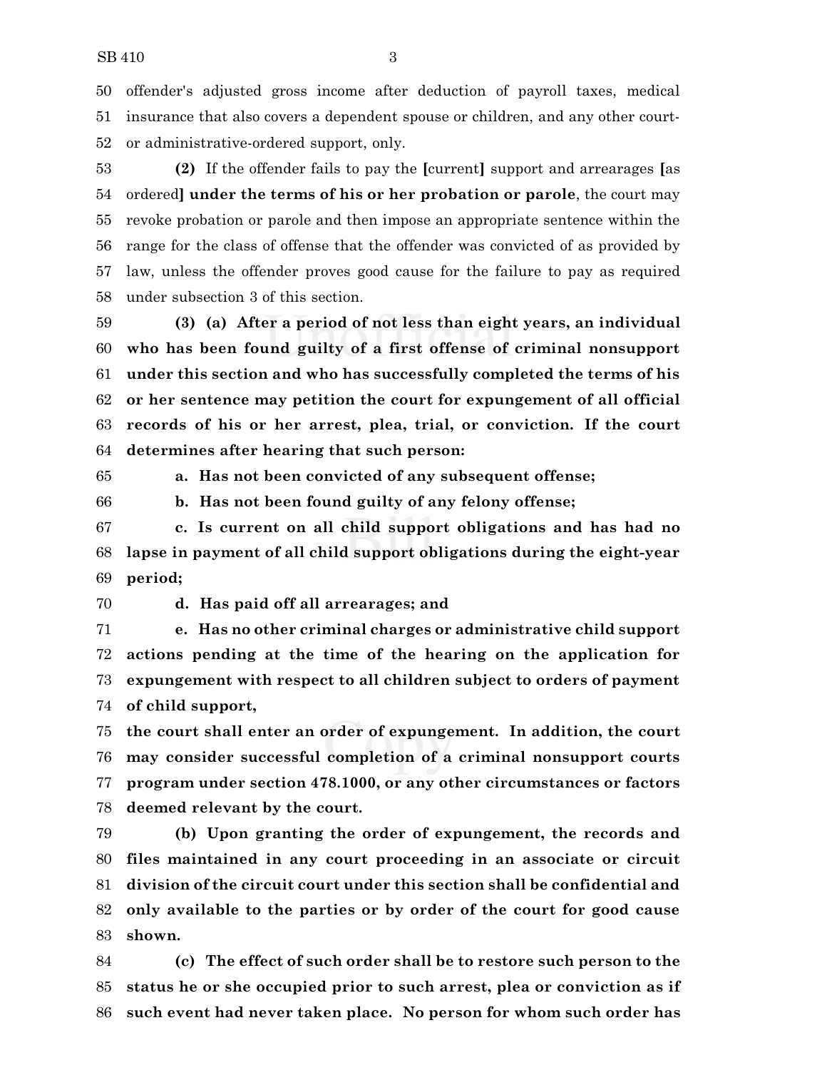50 offender's adjusted gross income after deduction of payroll taxes, medical
51 insurance that also covers a dependent spouse or children, and any other court-
52 or administrative-ordered support, only.

53 **(2)** If the offender fails to pay the **[**current**]** support and arrearages **[**as
54 ordered**] under the terms of his or her probation or parole**, the court may
55 revoke probation or parole and then impose an appropriate sentence within the
56 range for the class of offense that the offender was convicted of as provided by
57 law, unless the offender proves good cause for the failure to pay as required
58 under subsection 3 of this section.

59 **(3) (a) After a period of not less than eight years, an individual**
60 **who has been found guilty of a first offense of criminal nonsupport**
61 **under this section and who has successfully completed the terms of his**
62 **or her sentence may petition the court for expungement of all official**
63 **records of his or her arrest, plea, trial, or conviction. If the court**
64 **determines after hearing that such person:**

65 **a. Has not been convicted of any subsequent offense;**

66 **b. Has not been found guilty of any felony offense;**

67 **c. Is current on all child support obligations and has had no**
68 **lapse in payment of all child support obligations during the eight-year**
69 **period;**

70 **d. Has paid off all arrearages; and**

71 **e. Has no other criminal charges or administrative child support**
72 **actions pending at the time of the hearing on the application for**
73 **expungement with respect to all children subject to orders of payment**
74 **of child support,**

75 **the court shall enter an order of expungement. In addition, the court**
76 **may consider successful completion of a criminal nonsupport courts**
77 **program under section 478.1000, or any other circumstances or factors**
78 **deemed relevant by the court.**

79 **(b) Upon granting the order of expungement, the records and**
80 **files maintained in any court proceeding in an associate or circuit**
81 **division of the circuit court under this section shall be confidential and**
82 **only available to the parties or by order of the court for good cause**
83 **shown.**

84 **(c) The effect of such order shall be to restore such person to the**
85 **status he or she occupied prior to such arrest, plea or conviction as if**
86 **such event had never taken place. No person for whom such order has**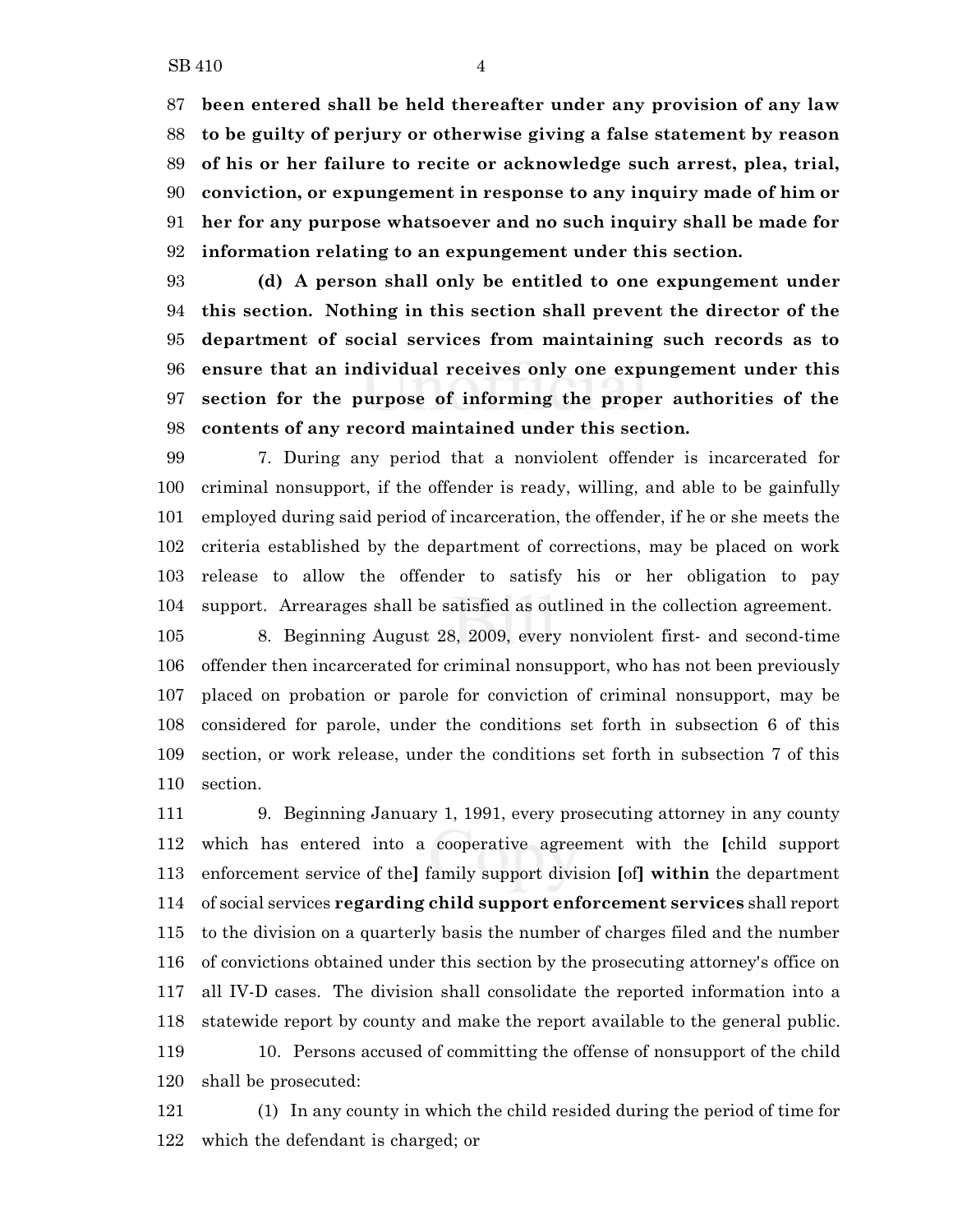**been entered shall be held thereafter under any provision of any law to be guilty of perjury or otherwise giving a false statement by reason of his or her failure to recite or acknowledge such arrest, plea, trial, conviction, or expungement in response to any inquiry made of him or her for any purpose whatsoever and no such inquiry shall be made for information relating to an expungement under this section.**

**(d) A person shall only be entitled to one expungement under this section. Nothing in this section shall prevent the director of the department of social services from maintaining such records as to ensure that an individual receives only one expungement under this section for the purpose of informing the proper authorities of the contents of any record maintained under this section.**

7. During any period that a nonviolent offender is incarcerated for criminal nonsupport, if the offender is ready, willing, and able to be gainfully employed during said period of incarceration, the offender, if he or she meets the criteria established by the department of corrections, may be placed on work release to allow the offender to satisfy his or her obligation to pay support. Arrearages shall be satisfied as outlined in the collection agreement.

8. Beginning August 28, 2009, every nonviolent first- and second-time offender then incarcerated for criminal nonsupport, who has not been previously placed on probation or parole for conviction of criminal nonsupport, may be considered for parole, under the conditions set forth in subsection 6 of this section, or work release, under the conditions set forth in subsection 7 of this section.

9. Beginning January 1, 1991, every prosecuting attorney in any county which has entered into a cooperative agreement with the **[**child support enforcement service of the**]** family support division **[**of**] within** the department of social services **regarding child support enforcement services** shall report to the division on a quarterly basis the number of charges filed and the number of convictions obtained under this section by the prosecuting attorney's office on all IV-D cases. The division shall consolidate the reported information into a statewide report by county and make the report available to the general public.

10. Persons accused of committing the offense of nonsupport of the child shall be prosecuted:

(1) In any county in which the child resided during the period of time for which the defendant is charged; or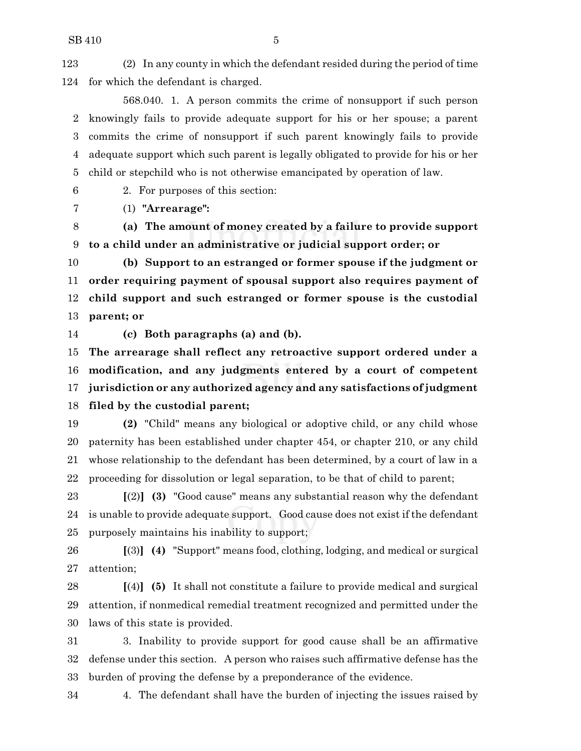(2) In any county in which the defendant resided during the period of time for which the defendant is charged.

568.040. 1. A person commits the crime of nonsupport if such person knowingly fails to provide adequate support for his or her spouse; a parent commits the crime of nonsupport if such parent knowingly fails to provide adequate support which such parent is legally obligated to provide for his or her child or stepchild who is not otherwise emancipated by operation of law.

2. For purposes of this section:

(1) **"Arrearage":**

**(a) The amount of money created by a failure to provide support to a child under an administrative or judicial support order; or**

**(b) Support to an estranged or former spouse if the judgment or order requiring payment of spousal support also requires payment of child support and such estranged or former spouse is the custodial parent; or**

**(c) Both paragraphs (a) and (b).**

**The arrearage shall reflect any retroactive support ordered under a modification, and any judgments entered by a court of competent jurisdiction or any authorized agency and any satisfactions of judgment filed by the custodial parent;**

**(2)** "Child" means any biological or adoptive child, or any child whose paternity has been established under chapter 454, or chapter 210, or any child whose relationship to the defendant has been determined, by a court of law in a proceeding for dissolution or legal separation, to be that of child to parent;

**[**(2)**]** **(3)** "Good cause" means any substantial reason why the defendant is unable to provide adequate support. Good cause does not exist if the defendant purposely maintains his inability to support;

**[**(3)**]** **(4)** "Support" means food, clothing, lodging, and medical or surgical attention;

**[**(4)**]** **(5)** It shall not constitute a failure to provide medical and surgical attention, if nonmedical remedial treatment recognized and permitted under the laws of this state is provided.

3. Inability to provide support for good cause shall be an affirmative defense under this section. A person who raises such affirmative defense has the burden of proving the defense by a preponderance of the evidence.

4. The defendant shall have the burden of injecting the issues raised by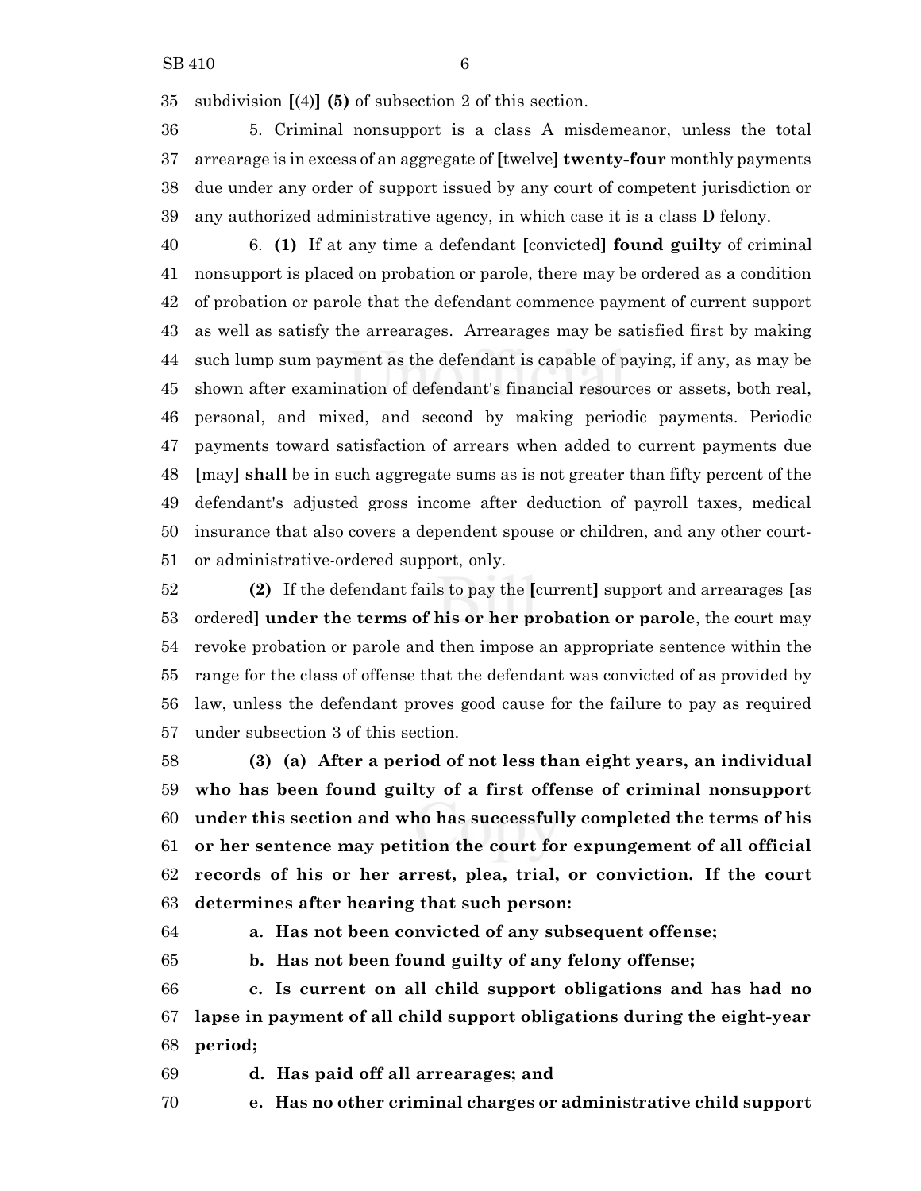subdivision [(4)] **(5)** of subsection 2 of this section.

5. Criminal nonsupport is a class A misdemeanor, unless the total arrearage is in excess of an aggregate of [twelve] **twenty-four** monthly payments due under any order of support issued by any court of competent jurisdiction or any authorized administrative agency, in which case it is a class D felony.

6. **(1)** If at any time a defendant [convicted] **found guilty** of criminal nonsupport is placed on probation or parole, there may be ordered as a condition of probation or parole that the defendant commence payment of current support as well as satisfy the arrearages. Arrearages may be satisfied first by making such lump sum payment as the defendant is capable of paying, if any, as may be shown after examination of defendant's financial resources or assets, both real, personal, and mixed, and second by making periodic payments. Periodic payments toward satisfaction of arrears when added to current payments due [may] **shall** be in such aggregate sums as is not greater than fifty percent of the defendant's adjusted gross income after deduction of payroll taxes, medical insurance that also covers a dependent spouse or children, and any other court- or administrative-ordered support, only.

**(2)** If the defendant fails to pay the [current] support and arrearages [as ordered] **under the terms of his or her probation or parole**, the court may revoke probation or parole and then impose an appropriate sentence within the range for the class of offense that the defendant was convicted of as provided by law, unless the defendant proves good cause for the failure to pay as required under subsection 3 of this section.

**(3) (a) After a period of not less than eight years, an individual who has been found guilty of a first offense of criminal nonsupport under this section and who has successfully completed the terms of his or her sentence may petition the court for expungement of all official records of his or her arrest, plea, trial, or conviction. If the court determines after hearing that such person:**

**a. Has not been convicted of any subsequent offense;**

**b. Has not been found guilty of any felony offense;**

**c. Is current on all child support obligations and has had no lapse in payment of all child support obligations during the eight-year period;**

**d. Has paid off all arrearages; and**

**e. Has no other criminal charges or administrative child support**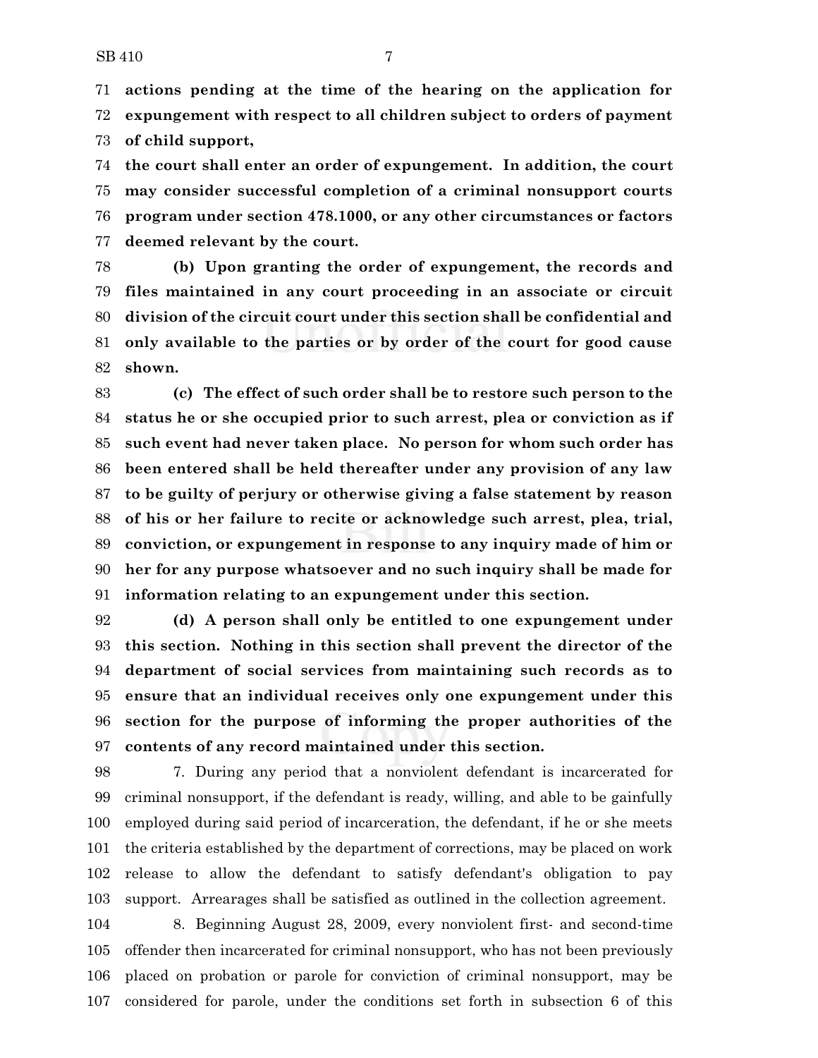**actions pending at the time of the hearing on the application for expungement with respect to all children subject to orders of payment of child support,**

**the court shall enter an order of expungement. In addition, the court may consider successful completion of a criminal nonsupport courts program under section 478.1000, or any other circumstances or factors deemed relevant by the court.**

**(b) Upon granting the order of expungement, the records and files maintained in any court proceeding in an associate or circuit division of the circuit court under this section shall be confidential and only available to the parties or by order of the court for good cause shown.**

**(c) The effect of such order shall be to restore such person to the status he or she occupied prior to such arrest, plea or conviction as if such event had never taken place. No person for whom such order has been entered shall be held thereafter under any provision of any law to be guilty of perjury or otherwise giving a false statement by reason of his or her failure to recite or acknowledge such arrest, plea, trial, conviction, or expungement in response to any inquiry made of him or her for any purpose whatsoever and no such inquiry shall be made for information relating to an expungement under this section.**

**(d) A person shall only be entitled to one expungement under this section. Nothing in this section shall prevent the director of the department of social services from maintaining such records as to ensure that an individual receives only one expungement under this section for the purpose of informing the proper authorities of the contents of any record maintained under this section.**

7. During any period that a nonviolent defendant is incarcerated for criminal nonsupport, if the defendant is ready, willing, and able to be gainfully employed during said period of incarceration, the defendant, if he or she meets the criteria established by the department of corrections, may be placed on work release to allow the defendant to satisfy defendant's obligation to pay support. Arrearages shall be satisfied as outlined in the collection agreement.

8. Beginning August 28, 2009, every nonviolent first- and second-time offender then incarcerated for criminal nonsupport, who has not been previously placed on probation or parole for conviction of criminal nonsupport, may be considered for parole, under the conditions set forth in subsection 6 of this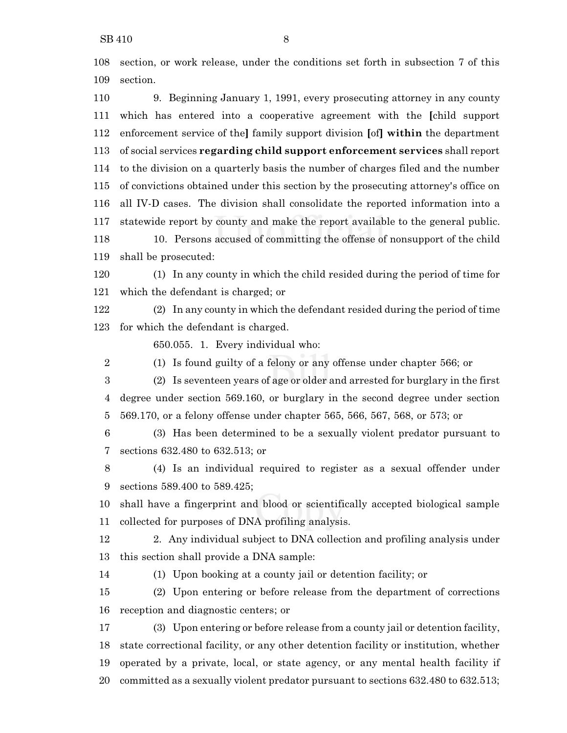section, or work release, under the conditions set forth in subsection 7 of this section.

9. Beginning January 1, 1991, every prosecuting attorney in any county which has entered into a cooperative agreement with the [child support enforcement service of the] family support division [of] **within** the department of social services **regarding child support enforcement services** shall report to the division on a quarterly basis the number of charges filed and the number of convictions obtained under this section by the prosecuting attorney's office on all IV-D cases. The division shall consolidate the reported information into a statewide report by county and make the report available to the general public.

10. Persons accused of committing the offense of nonsupport of the child shall be prosecuted:

(1) In any county in which the child resided during the period of time for which the defendant is charged; or

(2) In any county in which the defendant resided during the period of time for which the defendant is charged.

650.055. 1. Every individual who:

(1) Is found guilty of a felony or any offense under chapter 566; or

(2) Is seventeen years of age or older and arrested for burglary in the first degree under section 569.160, or burglary in the second degree under section 569.170, or a felony offense under chapter 565, 566, 567, 568, or 573; or

(3) Has been determined to be a sexually violent predator pursuant to sections 632.480 to 632.513; or

(4) Is an individual required to register as a sexual offender under sections 589.400 to 589.425;

shall have a fingerprint and blood or scientifically accepted biological sample collected for purposes of DNA profiling analysis.

2. Any individual subject to DNA collection and profiling analysis under this section shall provide a DNA sample:

(1) Upon booking at a county jail or detention facility; or

(2) Upon entering or before release from the department of corrections reception and diagnostic centers; or

(3) Upon entering or before release from a county jail or detention facility, state correctional facility, or any other detention facility or institution, whether operated by a private, local, or state agency, or any mental health facility if committed as a sexually violent predator pursuant to sections 632.480 to 632.513;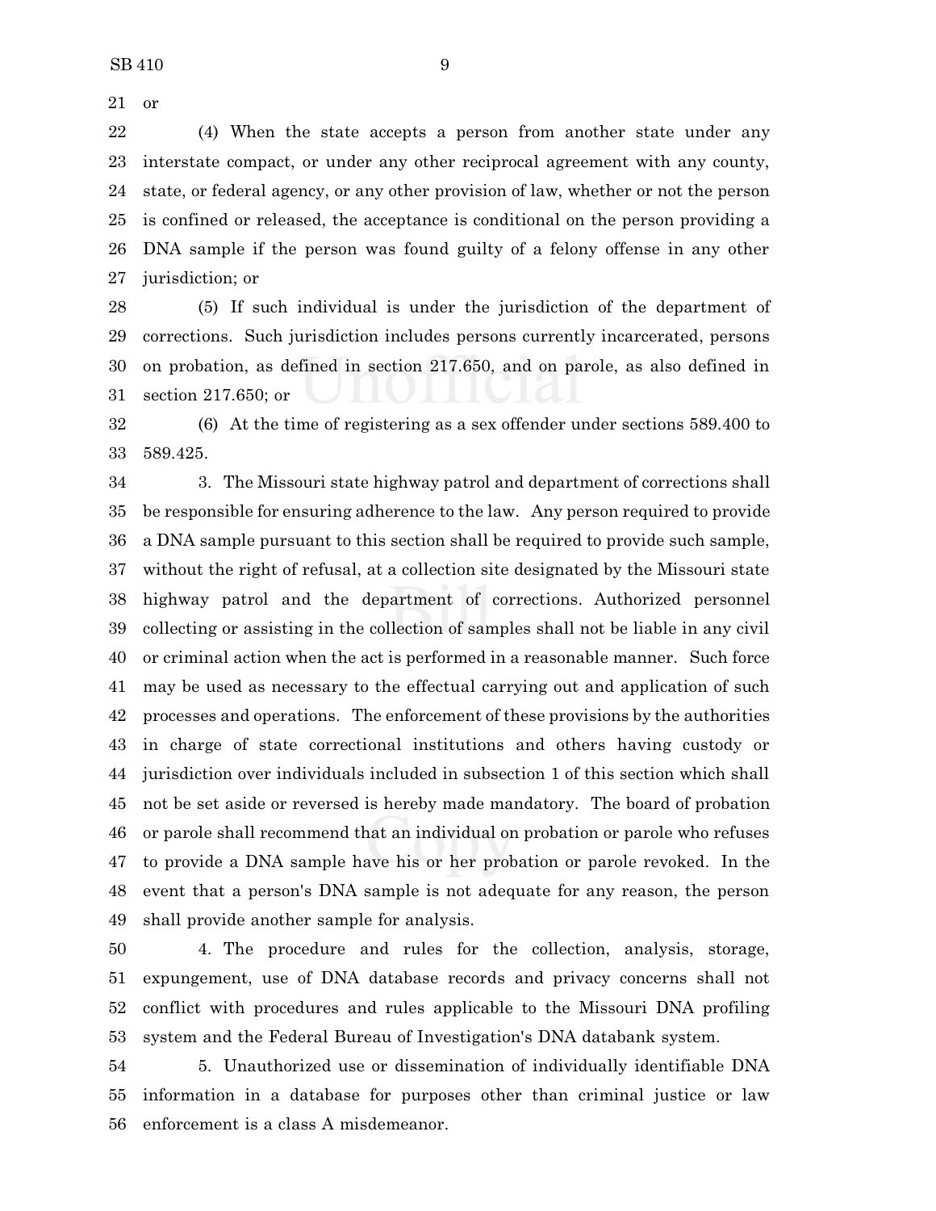or

(4) When the state accepts a person from another state under any interstate compact, or under any other reciprocal agreement with any county, state, or federal agency, or any other provision of law, whether or not the person is confined or released, the acceptance is conditional on the person providing a DNA sample if the person was found guilty of a felony offense in any other jurisdiction; or

(5) If such individual is under the jurisdiction of the department of corrections. Such jurisdiction includes persons currently incarcerated, persons on probation, as defined in section 217.650, and on parole, as also defined in section 217.650; or

(6) At the time of registering as a sex offender under sections 589.400 to 589.425.

3. The Missouri state highway patrol and department of corrections shall be responsible for ensuring adherence to the law. Any person required to provide a DNA sample pursuant to this section shall be required to provide such sample, without the right of refusal, at a collection site designated by the Missouri state highway patrol and the department of corrections. Authorized personnel collecting or assisting in the collection of samples shall not be liable in any civil or criminal action when the act is performed in a reasonable manner. Such force may be used as necessary to the effectual carrying out and application of such processes and operations. The enforcement of these provisions by the authorities in charge of state correctional institutions and others having custody or jurisdiction over individuals included in subsection 1 of this section which shall not be set aside or reversed is hereby made mandatory. The board of probation or parole shall recommend that an individual on probation or parole who refuses to provide a DNA sample have his or her probation or parole revoked. In the event that a person's DNA sample is not adequate for any reason, the person shall provide another sample for analysis.

4. The procedure and rules for the collection, analysis, storage, expungement, use of DNA database records and privacy concerns shall not conflict with procedures and rules applicable to the Missouri DNA profiling system and the Federal Bureau of Investigation's DNA databank system.

5. Unauthorized use or dissemination of individually identifiable DNA information in a database for purposes other than criminal justice or law enforcement is a class A misdemeanor.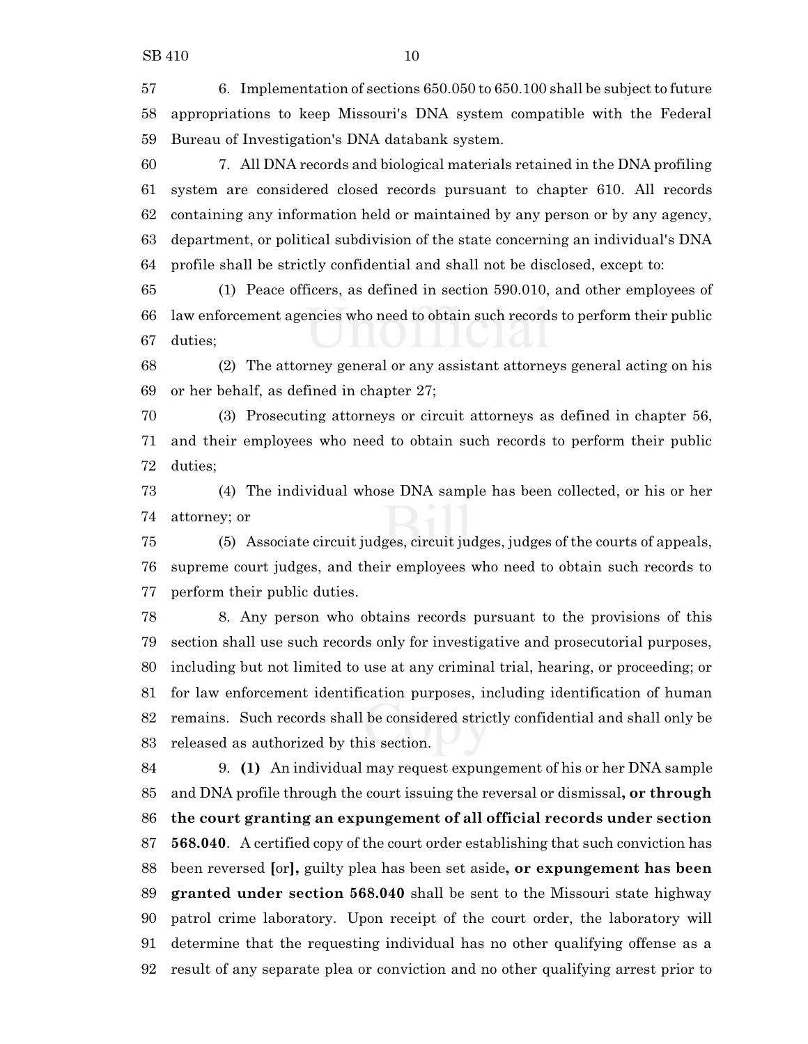6. Implementation of sections 650.050 to 650.100 shall be subject to future appropriations to keep Missouri's DNA system compatible with the Federal Bureau of Investigation's DNA databank system.

7. All DNA records and biological materials retained in the DNA profiling system are considered closed records pursuant to chapter 610. All records containing any information held or maintained by any person or by any agency, department, or political subdivision of the state concerning an individual's DNA profile shall be strictly confidential and shall not be disclosed, except to:

(1) Peace officers, as defined in section 590.010, and other employees of law enforcement agencies who need to obtain such records to perform their public duties;

(2) The attorney general or any assistant attorneys general acting on his or her behalf, as defined in chapter 27;

(3) Prosecuting attorneys or circuit attorneys as defined in chapter 56, and their employees who need to obtain such records to perform their public duties;

(4) The individual whose DNA sample has been collected, or his or her attorney; or

(5) Associate circuit judges, circuit judges, judges of the courts of appeals, supreme court judges, and their employees who need to obtain such records to perform their public duties.

8. Any person who obtains records pursuant to the provisions of this section shall use such records only for investigative and prosecutorial purposes, including but not limited to use at any criminal trial, hearing, or proceeding; or for law enforcement identification purposes, including identification of human remains. Such records shall be considered strictly confidential and shall only be released as authorized by this section.

9. **(1)** An individual may request expungement of his or her DNA sample and DNA profile through the court issuing the reversal or dismissal**, or through the court granting an expungement of all official records under section 568.040**. A certified copy of the court order establishing that such conviction has been reversed **[**or**],** guilty plea has been set aside**, or expungement has been granted under section 568.040** shall be sent to the Missouri state highway patrol crime laboratory. Upon receipt of the court order, the laboratory will determine that the requesting individual has no other qualifying offense as a result of any separate plea or conviction and no other qualifying arrest prior to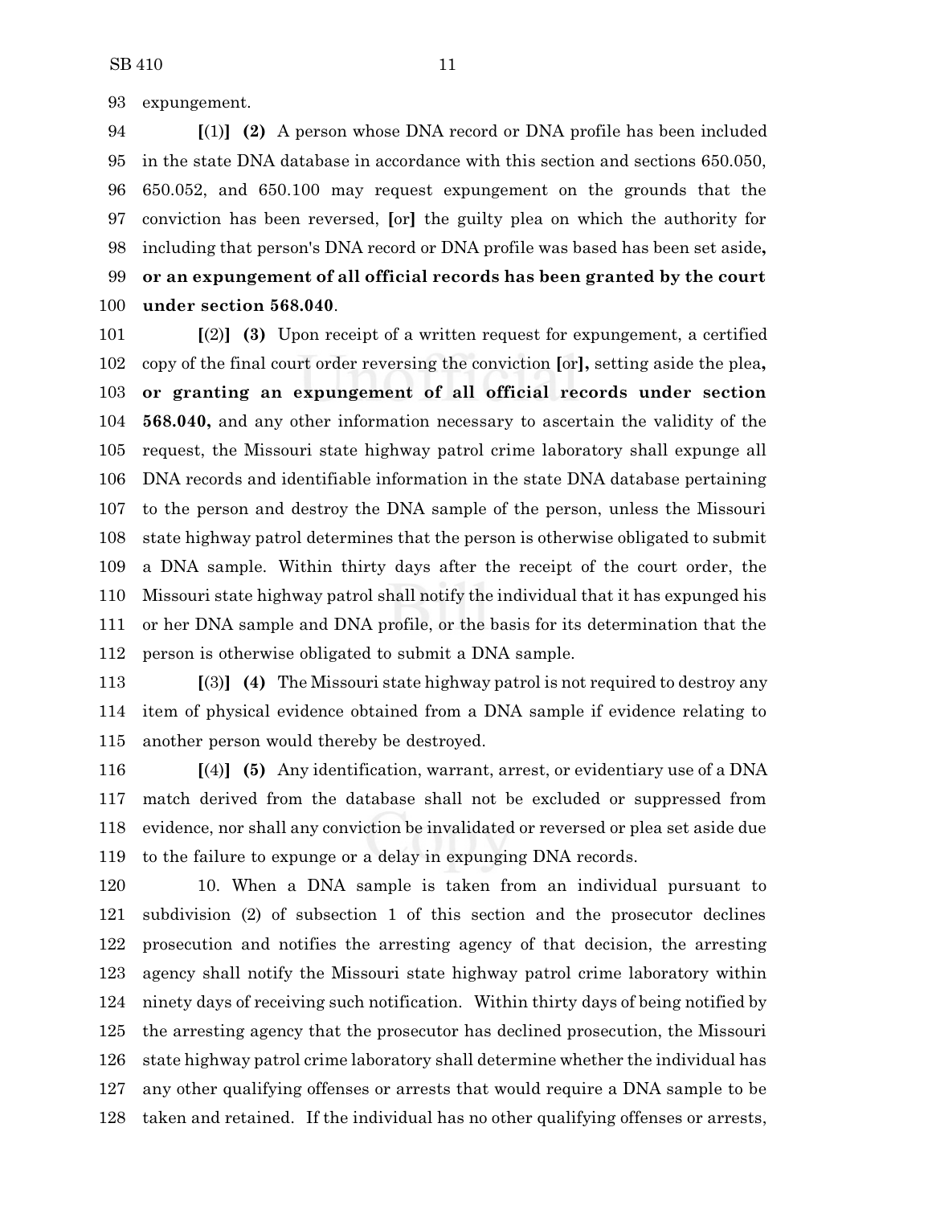expungement.

[(1)] **(2)** A person whose DNA record or DNA profile has been included in the state DNA database in accordance with this section and sections 650.050, 650.052, and 650.100 may request expungement on the grounds that the conviction has been reversed, [or] the guilty plea on which the authority for including that person's DNA record or DNA profile was based has been set aside**, or an expungement of all official records has been granted by the court under section 568.040**.

[(2)] **(3)** Upon receipt of a written request for expungement, a certified copy of the final court order reversing the conviction [or]**,** setting aside the plea**, or granting an expungement of all official records under section 568.040,** and any other information necessary to ascertain the validity of the request, the Missouri state highway patrol crime laboratory shall expunge all DNA records and identifiable information in the state DNA database pertaining to the person and destroy the DNA sample of the person, unless the Missouri state highway patrol determines that the person is otherwise obligated to submit a DNA sample. Within thirty days after the receipt of the court order, the Missouri state highway patrol shall notify the individual that it has expunged his or her DNA sample and DNA profile, or the basis for its determination that the person is otherwise obligated to submit a DNA sample.

[(3)] **(4)** The Missouri state highway patrol is not required to destroy any item of physical evidence obtained from a DNA sample if evidence relating to another person would thereby be destroyed.

[(4)] **(5)** Any identification, warrant, arrest, or evidentiary use of a DNA match derived from the database shall not be excluded or suppressed from evidence, nor shall any conviction be invalidated or reversed or plea set aside due to the failure to expunge or a delay in expunging DNA records.

10. When a DNA sample is taken from an individual pursuant to subdivision (2) of subsection 1 of this section and the prosecutor declines prosecution and notifies the arresting agency of that decision, the arresting agency shall notify the Missouri state highway patrol crime laboratory within ninety days of receiving such notification. Within thirty days of being notified by the arresting agency that the prosecutor has declined prosecution, the Missouri state highway patrol crime laboratory shall determine whether the individual has any other qualifying offenses or arrests that would require a DNA sample to be taken and retained. If the individual has no other qualifying offenses or arrests,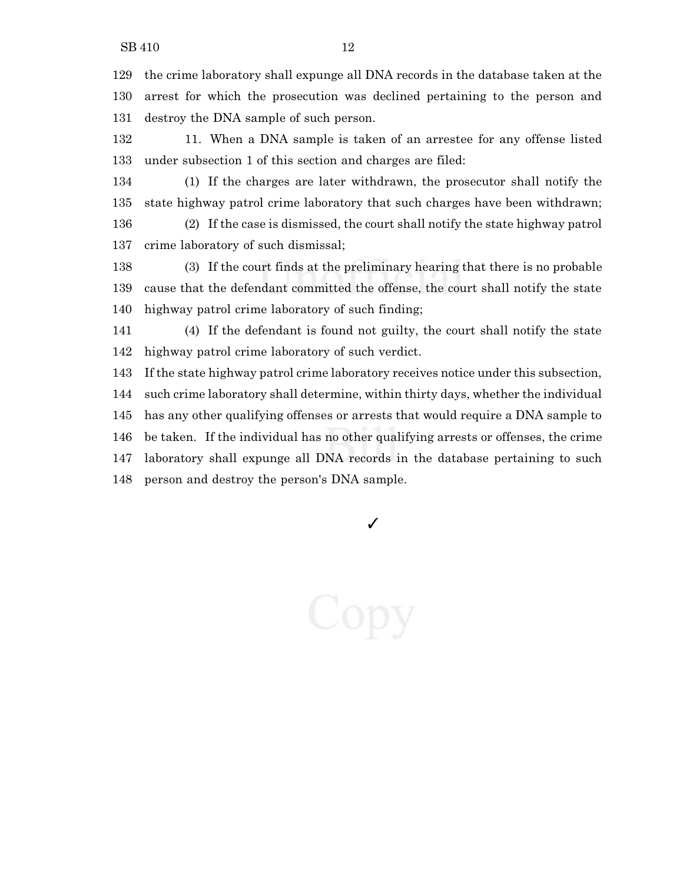the crime laboratory shall expunge all DNA records in the database taken at the arrest for which the prosecution was declined pertaining to the person and destroy the DNA sample of such person.

11. When a DNA sample is taken of an arrestee for any offense listed under subsection 1 of this section and charges are filed:

(1) If the charges are later withdrawn, the prosecutor shall notify the state highway patrol crime laboratory that such charges have been withdrawn;

(2) If the case is dismissed, the court shall notify the state highway patrol crime laboratory of such dismissal;

(3) If the court finds at the preliminary hearing that there is no probable cause that the defendant committed the offense, the court shall notify the state highway patrol crime laboratory of such finding;

(4) If the defendant is found not guilty, the court shall notify the state highway patrol crime laboratory of such verdict.

If the state highway patrol crime laboratory receives notice under this subsection, such crime laboratory shall determine, within thirty days, whether the individual has any other qualifying offenses or arrests that would require a DNA sample to be taken. If the individual has no other qualifying arrests or offenses, the crime laboratory shall expunge all DNA records in the database pertaining to such person and destroy the person's DNA sample.

✓